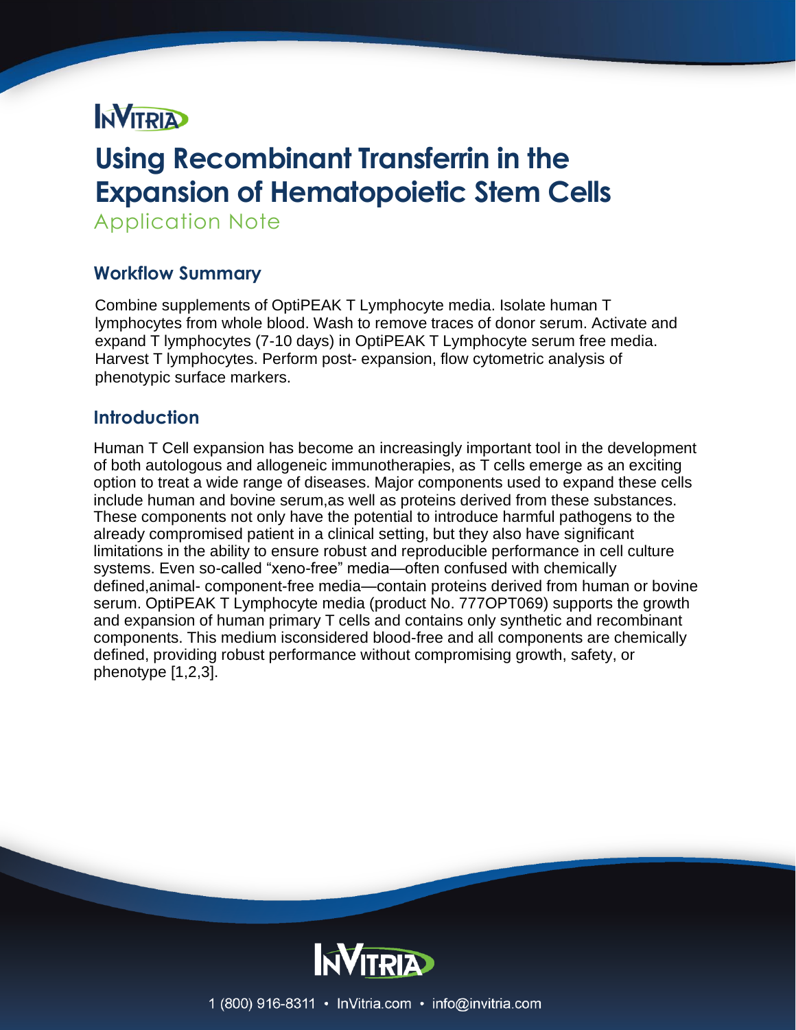# Using Recombinant Transferrin in the Expansion of Hematopoietic Stem Cells

Application Note

## Workflow Summary

Combine supplements of OptiPEAK T Lymphocyte media. Isolate human T lymphocytes from whole blood. Wash to remove traces of donor serum. Activate and expand T lymphocytes (7-10 days) in OptiPEAK T Lymphocyte serum free media. Harvest T lymphocytes. Perform post- expansion, flow cytometric analysis of phenotypic surface markers.

## Introduction

Human T Cell expansion has become an increasingly important tool in the development of both autologous and allogeneic immunotherapies, as T cells emerge as an exciting option to treat a wide range of diseases. Major components used to expand these cells include human and bovine serum,as well as proteins derived from these substances. These components not only have the potential to introduce harmful pathogens to the already compromised patient in a clinical setting, but they also have significant limitations in the ability to ensure robust and reproducible performance in cell culture systems. Even so-called "xeno-free" media—often confused with chemically defined,animal- component-free media—contain proteins derived from human or bovine serum. OptiPEAK T Lymphocyte media (product No. 777OPT069) supports the growth and expansion of human primary T cells and contains only synthetic and recombinant components. This medium isconsidered blood-free and all components are chemically defined, providing robust performance without compromising growth, safety, or phenotype [1,2,3].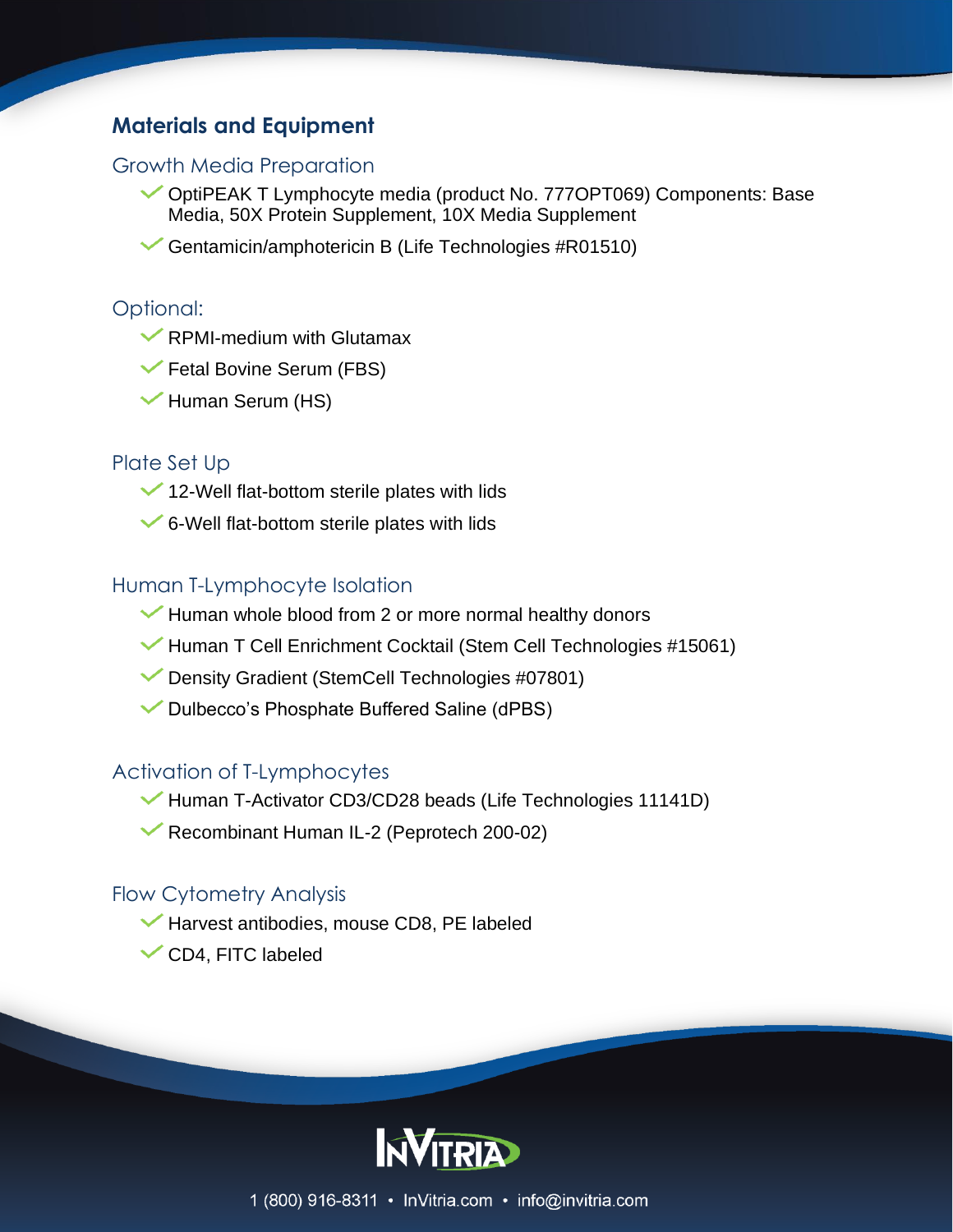## Materials and Equipment

### Growth Media Preparation

- OptiPEAK T Lymphocyte media (product No. 777OPT069) Components: Base Media, 50X Protein Supplement, 10X Media Supplement
- Gentamicin/amphotericin B (Life Technologies #R01510)

### Optional:

- RPMI-medium with Glutamax
- Fetal Bovine Serum (FBS)
- Human Serum (HS)

### Plate Set Up

- 12-Well flat-bottom sterile plates with lids
- 6-Well flat-bottom sterile plates with lids

### Human T-Lymphocyte Isolation

- Human whole blood from 2 or more normal healthy donors
- Human T Cell Enrichment Cocktail (Stem Cell Technologies #15061)
- Density Gradient (StemCell Technologies #07801)
- Dulbecco's Phosphate Buffered Saline (dPBS)

### Activation of T-Lymphocytes

- Human T-Activator CD3/CD28 beads (Life Technologies 11141D)
- Recombinant Human IL-2 (Peprotech 200-02)

### Flow Cytometry Analysis

- Harvest antibodies, mouse CD8, PE labeled
- CD4, FITC labeled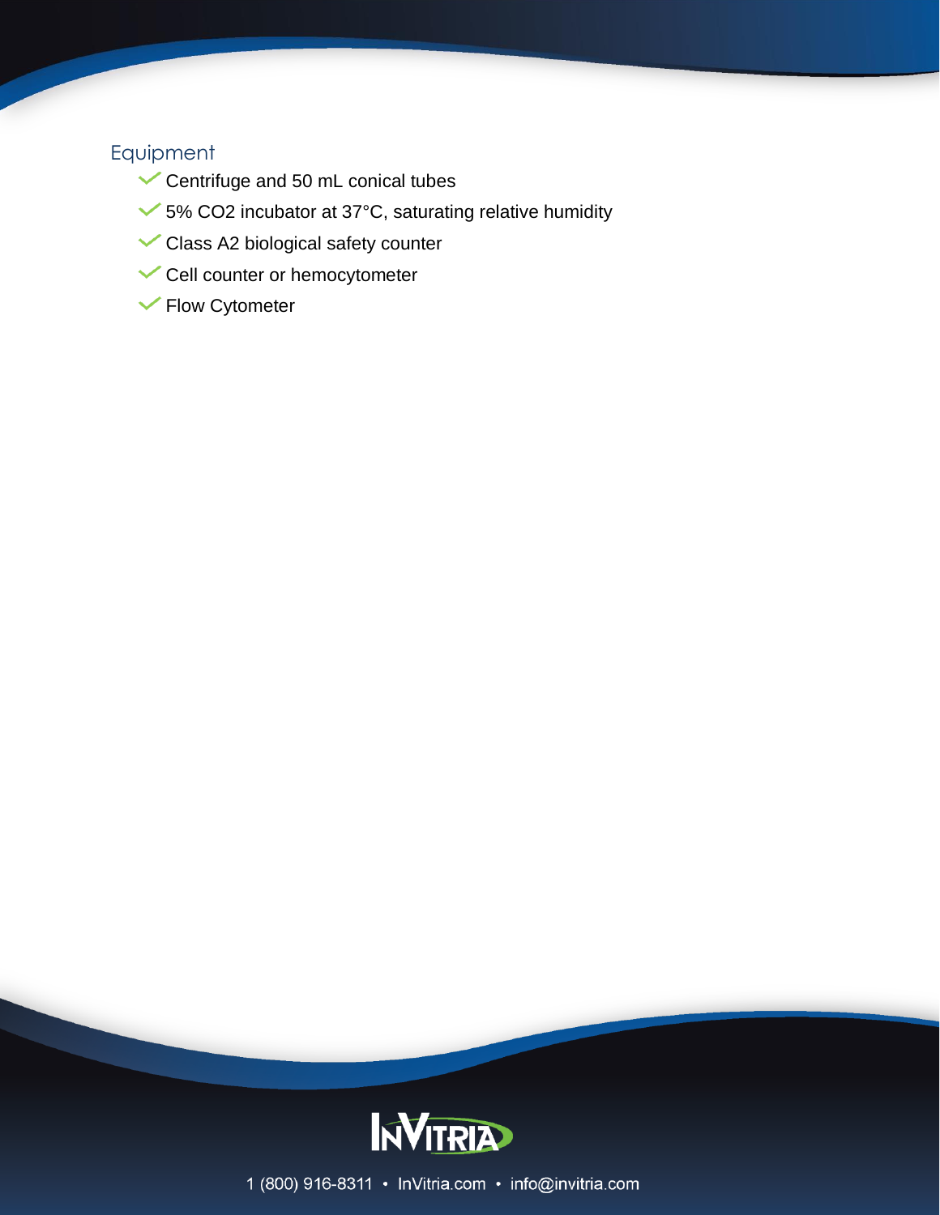## Equipment

- Centrifuge and 50 mL conical tubes
- 5% $CO_2$ incubator at 37°C, saturating relative humidity
- Class A2 biological safety counter
- Cell counter or hemocytometer
- Flow Cytometer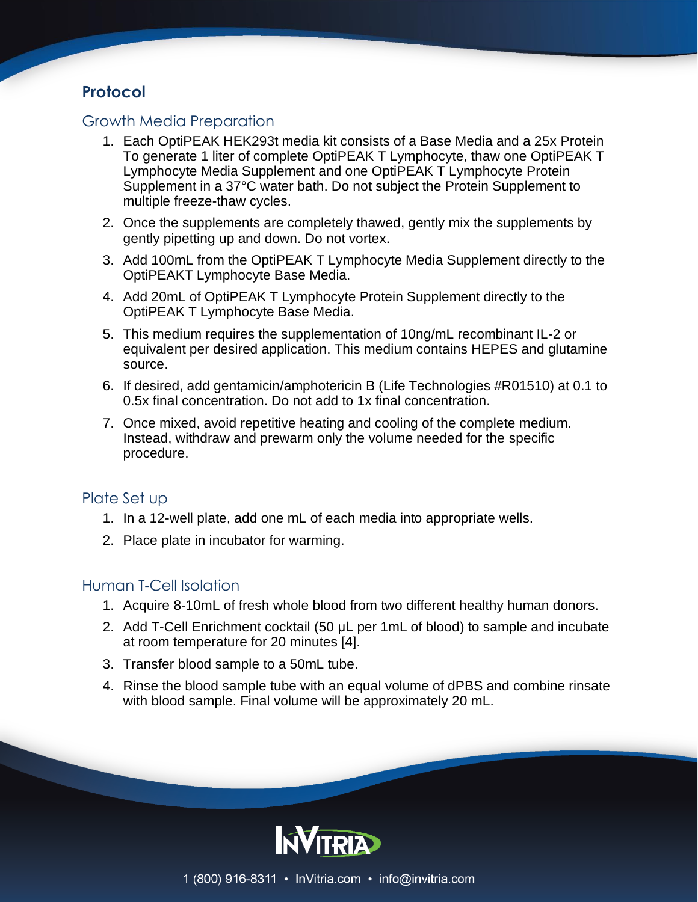## Protocol

### Growth Media Preparation

1. Each OptiPEAK HEK293t media kit consists of a Base Media and a 25x Protein To generate 1 liter of complete OptiPEAK T Lymphocyte, thaw one OptiPEAK T Lymphocyte Media Supplement and one OptiPEAK T Lymphocyte Protein Supplement in a 37°C water bath. Do not subject the Protein Supplement to multiple freeze-thaw cycles.
2. Once the supplements are completely thawed, gently mix the supplements by gently pipetting up and down. Do not vortex.
3. Add 100mL from the OptiPEAK T Lymphocyte Media Supplement directly to the OptiPEAKT Lymphocyte Base Media.
4. Add 20mL of OptiPEAK T Lymphocyte Protein Supplement directly to the OptiPEAK T Lymphocyte Base Media.
5. This medium requires the supplementation of 10ng/mL recombinant IL-2 or equivalent per desired application. This medium contains HEPES and glutamine source.
6. If desired, add gentamicin/amphotericin B (Life Technologies #R01510) at 0.1 to 0.5x final concentration. Do not add to 1x final concentration.
7. Once mixed, avoid repetitive heating and cooling of the complete medium. Instead, withdraw and prewarm only the volume needed for the specific procedure.

### Plate Set up

1. In a 12-well plate, add one mL of each media into appropriate wells.
2. Place plate in incubator for warming.

### Human T-Cell Isolation

1. Acquire 8-10mL of fresh whole blood from two different healthy human donors.
2. Add T-Cell Enrichment cocktail (50 μL per 1mL of blood) to sample and incubate at room temperature for 20 minutes [4].
3. Transfer blood sample to a 50mL tube.
4. Rinse the blood sample tube with an equal volume of dPBS and combine rinsate with blood sample. Final volume will be approximately 20 mL.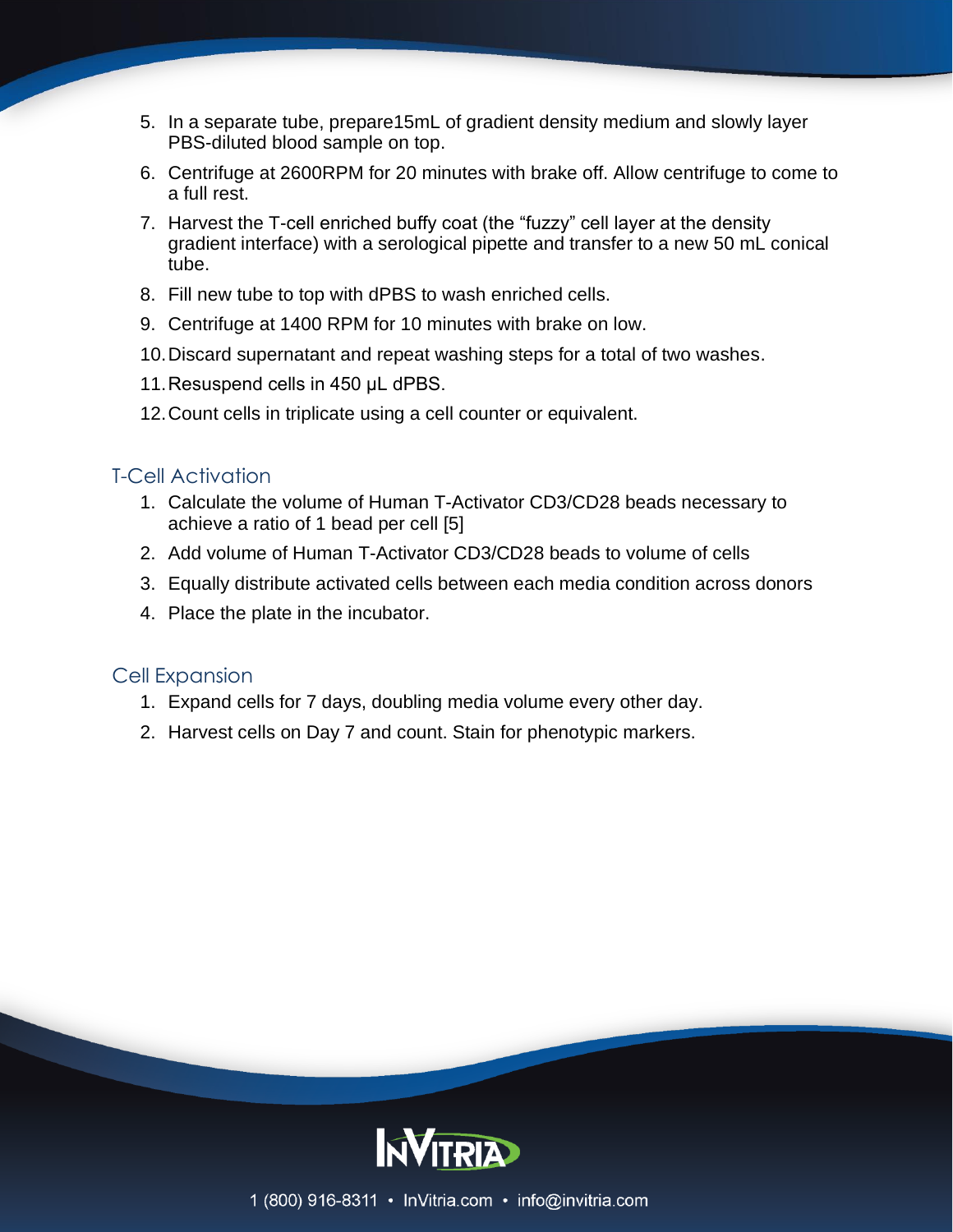5. In a separate tube, prepare15mL of gradient density medium and slowly layer PBS-diluted blood sample on top.
6. Centrifuge at 2600RPM for 20 minutes with brake off. Allow centrifuge to come to a full rest.
7. Harvest the T-cell enriched buffy coat (the “fuzzy” cell layer at the density gradient interface) with a serological pipette and transfer to a new 50 mL conical tube.
8. Fill new tube to top with dPBS to wash enriched cells.
9. Centrifuge at 1400 RPM for 10 minutes with brake on low.
10. Discard supernatant and repeat washing steps for a total of two washes.
11. Resuspend cells in 450 µL dPBS.
12. Count cells in triplicate using a cell counter or equivalent.

## T-Cell Activation

1. Calculate the volume of Human T-Activator CD3/CD28 beads necessary to achieve a ratio of 1 bead per cell [5]
2. Add volume of Human T-Activator CD3/CD28 beads to volume of cells
3. Equally distribute activated cells between each media condition across donors
4. Place the plate in the incubator.

## Cell Expansion

1. Expand cells for 7 days, doubling media volume every other day.
2. Harvest cells on Day 7 and count. Stain for phenotypic markers.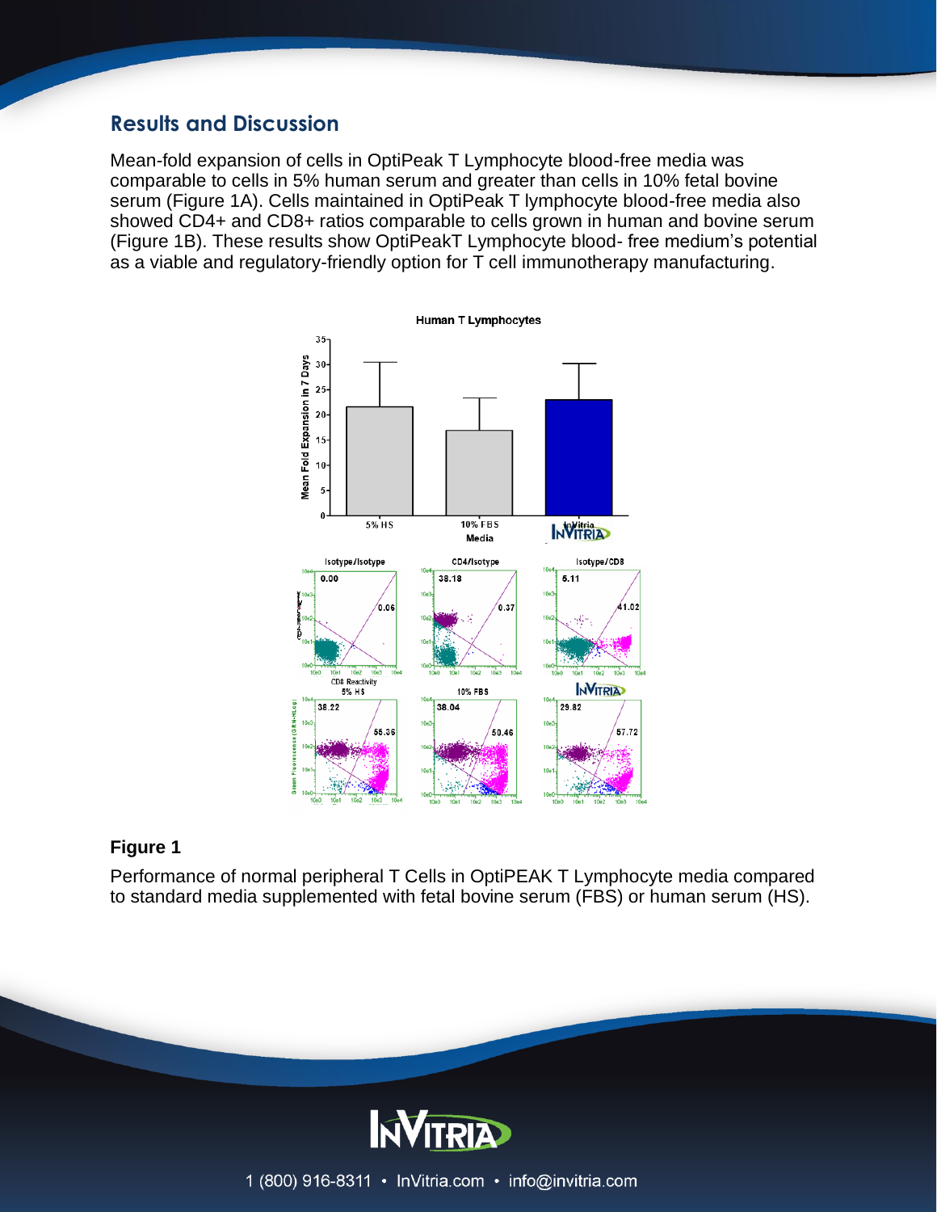## Results and Discussion

Mean-fold expansion of cells in OptiPeak T Lymphocyte blood-free media was comparable to cells in 5% human serum and greater than cells in 10% fetal bovine serum (Figure 1A). Cells maintained in OptiPeak T lymphocyte blood-free media also showed CD4+ and CD8+ ratios comparable to cells grown in human and bovine serum (Figure 1B). These results show OptiPeakT Lymphocyte blood- free medium's potential as a viable and regulatory-friendly option for T cell immunotherapy manufacturing.

**Figure 1**

Performance of normal peripheral T Cells in OptiPEAK T Lymphocyte media compared to standard media supplemented with fetal bovine serum (FBS) or human serum (HS).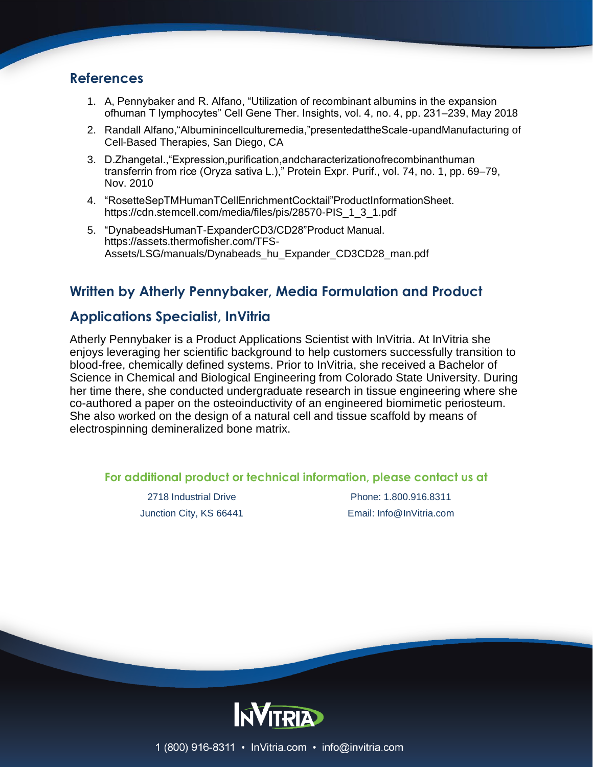## References

1. A, Pennybaker and R. Alfano, “Utilization of recombinant albumins in the expansion ofhuman T lymphocytes” Cell Gene Ther. Insights, vol. 4, no. 4, pp. 231–239, May 2018
2. Randall Alfano,“Albuminincellculturemedia,”presentedattheScale-upandManufacturing of Cell-Based Therapies, San Diego, CA
3. D.Zhangetal.,“Expression,purification,andcharacterizationofrecombinanthuman transferrin from rice (Oryza sativa L.),” Protein Expr. Purif., vol. 74, no. 1, pp. 69–79, Nov. 2010
4. “RosetteSepTMHumanTCellEnrichmentCocktail”ProductInformationSheet. https://cdn.stemcell.com/media/files/pis/28570-PIS_1_3_1.pdf
5. “DynabeadsHumanT-ExpanderCD3/CD28”Product Manual. https://assets.thermofisher.com/TFS-Assets/LSG/manuals/Dynabeads_hu_Expander_CD3CD28_man.pdf

## Written by Atherly Pennybaker, Media Formulation and Product Applications Specialist, InVitria

Atherly Pennybaker is a Product Applications Scientist with InVitria. At InVitria she enjoys leveraging her scientific background to help customers successfully transition to blood-free, chemically defined systems. Prior to InVitria, she received a Bachelor of Science in Chemical and Biological Engineering from Colorado State University. During her time there, she conducted undergraduate research in tissue engineering where she co-authored a paper on the osteoinductivity of an engineered biomimetic periosteum. She also worked on the design of a natural cell and tissue scaffold by means of electrospinning demineralized bone matrix.

**For additional product or technical information, please contact us at**

2718 Industrial Drive
Junction City, KS 66441

Phone: 1.800.916.8311
Email: Info@InVitria.com

INVITRIA

1 (800) 916-8311 • InVitria.com • info@invitria.com